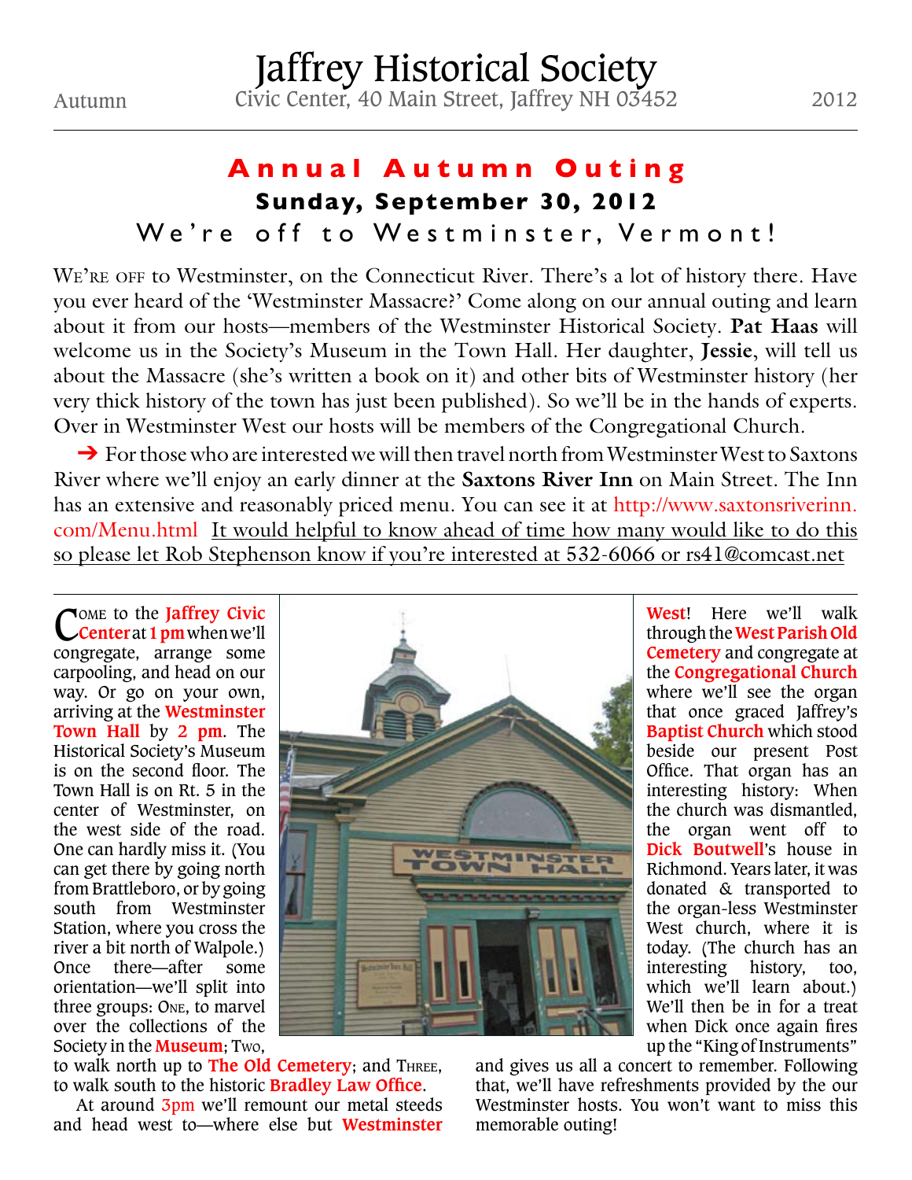# Jaffrey Historical Society

Autumn — Civic Center, 40 Main Street, Jaffrey NH 03452 — 2012

## Annual Autumn Outing

**Sunday, September 30, 2012**

### We're off to Westminster, Vermont!

We're off to Westminster, on the Connecticut River. There's a lot of history there. Have you ever heard of the 'Westminster Massacre?' Come along on our annual outing and learn about it from our hosts—members of the Westminster Historical Society. **Pat Haas** will welcome us in the Society's Museum in the Town Hall. Her daughter, **Jessie**, will tell us about the Massacre (she's written a book on it) and other bits of Westminster history (her very thick history of the town has just been published). So we'll be in the hands of experts. Over in Westminster West our hosts will be members of the Congregational Church.

➔ For those who are interested we will then travel north from Westminster West to Saxtons River where we'll enjoy an early dinner at the **Saxtons River Inn** on Main Street. The Inn has an extensive and reasonably priced menu. You can see it at http://www.saxtonsriverinn.com/Menu.html It would helpful to know ahead of time how many would like to do this so please let Rob Stephenson know if you're interested at 532-6066 or rs41@comcast.net

---

Come to the **Jaffrey Civic Center** at **1 pm** when we'll congregate, arrange some carpooling, and head on our way. Or go on your own, arriving at the **Westminster Town Hall** by **2 pm**. The Historical Society's Museum is on the second floor. The Town Hall is on Rt. 5 in the center of Westminster, on the west side of the road. One can hardly miss it. (You can get there by going north from Brattleboro, or by going south from Westminster Station, where you cross the river a bit north of Walpole.) Once there—after some orientation—we'll split into three groups: One, to marvel over the collections of the Society in the **Museum**; Two, to walk north up to **The Old Cemetery**; and Three, to walk south to the historic **Bradley Law Office**.

At around 3pm we'll remount our metal steeds and head west to—where else but **Westminster West**! Here we'll walk through the **West Parish Old Cemetery** and congregate at the **Congregational Church** where we'll see the organ that once graced Jaffrey's **Baptist Church** which stood beside our present Post Office. That organ has an interesting history: When the church was dismantled, the organ went off to **Dick Boutwell**'s house in Richmond. Years later, it was donated & transported to the organ-less Westminster West church, where it is today. (The church has an interesting history, too, which we'll learn about.) We'll then be in for a treat when Dick once again fires up the "King of Instruments" and gives us all a concert to remember. Following that, we'll have refreshments provided by the our Westminster hosts. You won't want to miss this memorable outing!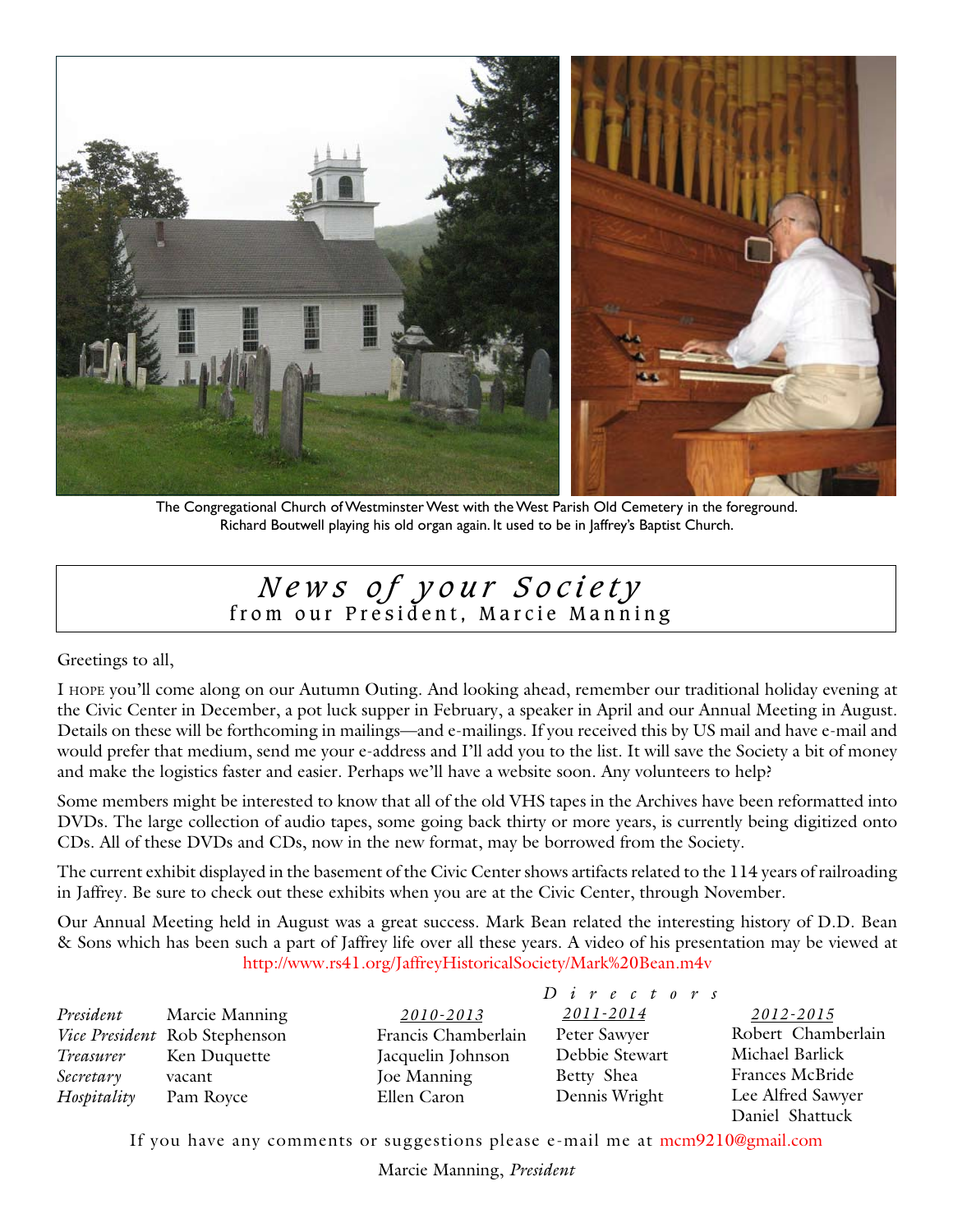The Congregational Church of Westminster West with the West Parish Old Cemetery in the foreground.
Richard Boutwell playing his old organ again. It used to be in Jaffrey's Baptist Church.

## *News of your Society*
### from our President, Marcie Manning

Greetings to all,

I HOPE you'll come along on our Autumn Outing. And looking ahead, remember our traditional holiday evening at the Civic Center in December, a pot luck supper in February, a speaker in April and our Annual Meeting in August. Details on these will be forthcoming in mailings—and e-mailings. If you received this by US mail and have e-mail and would prefer that medium, send me your e-address and I'll add you to the list. It will save the Society a bit of money and make the logistics faster and easier. Perhaps we'll have a website soon. Any volunteers to help?

Some members might be interested to know that all of the old VHS tapes in the Archives have been reformatted into DVDs. The large collection of audio tapes, some going back thirty or more years, is currently being digitized onto CDs. All of these DVDs and CDs, now in the new format, may be borrowed from the Society.

The current exhibit displayed in the basement of the Civic Center shows artifacts related to the 114 years of railroading in Jaffrey. Be sure to check out these exhibits when you are at the Civic Center, through November.

Our Annual Meeting held in August was a great success. Mark Bean related the interesting history of D.D. Bean & Sons which has been such a part of Jaffrey life over all these years. A video of his presentation may be viewed at http://www.rs41.org/JaffreyHistoricalSociety/Mark%20Bean.m4v

| | |
|---|---|
| *President* | Marcie Manning |
| *Vice President* | Rob Stephenson |
| *Treasurer* | Ken Duquette |
| *Secretary* | vacant |
| *Hospitality* | Pam Royce |

*Directors*

| 2010-2013 | 2011-2014 | 2012-2015 |
|---|---|---|
| Francis Chamberlain | Peter Sawyer | Robert Chamberlain |
| Jacquelin Johnson | Debbie Stewart | Michael Barlick |
| Joe Manning | Betty Shea | Frances McBride |
| Ellen Caron | Dennis Wright | Lee Alfred Sawyer |
| | | Daniel Shattuck |

If you have any comments or suggestions please e-mail me at mcm9210@gmail.com

Marcie Manning, *President*